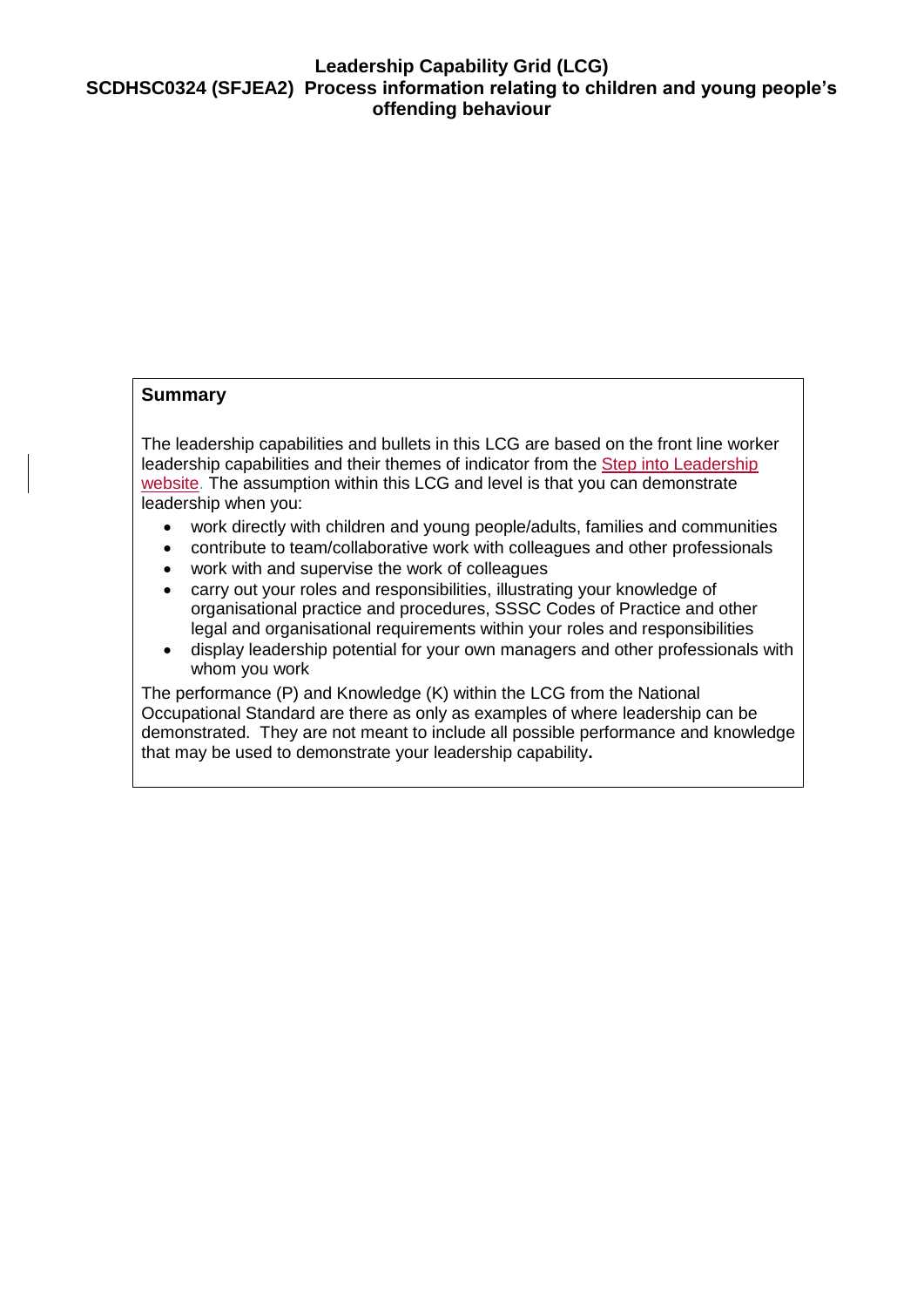# Leadership Capability Grid (LCG)
# SCDHSC0324 (SFJEA2) Process information relating to children and young people's offending behaviour

## Summary

The leadership capabilities and bullets in this LCG are based on the front line worker leadership capabilities and their themes of indicator from the Step into Leadership website. The assumption within this LCG and level is that you can demonstrate leadership when you:

- work directly with children and young people/adults, families and communities
- contribute to team/collaborative work with colleagues and other professionals
- work with and supervise the work of colleagues
- carry out your roles and responsibilities, illustrating your knowledge of organisational practice and procedures, SSSC Codes of Practice and other legal and organisational requirements within your roles and responsibilities
- display leadership potential for your own managers and other professionals with whom you work

The performance (P) and Knowledge (K) within the LCG from the National Occupational Standard are there as only as examples of where leadership can be demonstrated. They are not meant to include all possible performance and knowledge that may be used to demonstrate your leadership capability**.**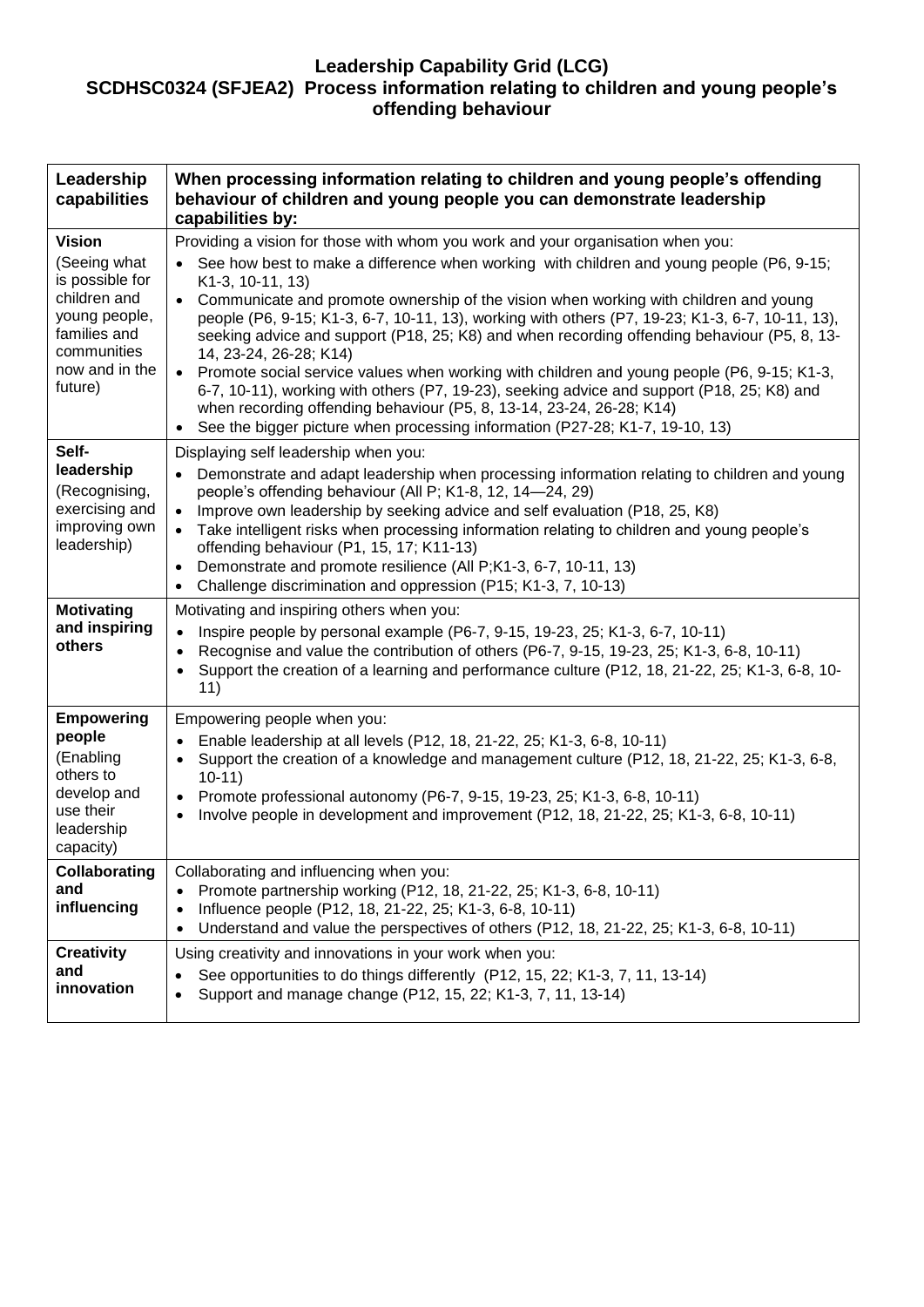## Leadership Capability Grid (LCG)
## SCDHSC0324 (SFJEA2) Process information relating to children and young people's offending behaviour

| Leadership capabilities | When processing information relating to children and young people's offending behaviour of children and young people you can demonstrate leadership capabilities by: |
|---|---|
| **Vision** (Seeing what is possible for children and young people, families and communities now and in the future) | Providing a vision for those with whom you work and your organisation when you: <br>• See how best to make a difference when working with children and young people (P6, 9-15; K1-3, 10-11, 13) <br>• Communicate and promote ownership of the vision when working with children and young people (P6, 9-15; K1-3, 6-7, 10-11, 13), working with others (P7, 19-23; K1-3, 6-7, 10-11, 13), seeking advice and support (P18, 25; K8) and when recording offending behaviour (P5, 8, 13-14, 23-24, 26-28; K14) <br>• Promote social service values when working with children and young people (P6, 9-15; K1-3, 6-7, 10-11), working with others (P7, 19-23), seeking advice and support (P18, 25; K8) and when recording offending behaviour (P5, 8, 13-14, 23-24, 26-28; K14) <br>• See the bigger picture when processing information (P27-28; K1-7, 19-10, 13) |
| **Self-leadership** (Recognising, exercising and improving own leadership) | Displaying self leadership when you: <br>• Demonstrate and adapt leadership when processing information relating to children and young people's offending behaviour (All P; K1-8, 12, 14—24, 29) <br>• Improve own leadership by seeking advice and self evaluation (P18, 25, K8) <br>• Take intelligent risks when processing information relating to children and young people's offending behaviour (P1, 15, 17; K11-13) <br>• Demonstrate and promote resilience (All P;K1-3, 6-7, 10-11, 13) <br>• Challenge discrimination and oppression (P15; K1-3, 7, 10-13) |
| **Motivating and inspiring others** | Motivating and inspiring others when you: <br>• Inspire people by personal example (P6-7, 9-15, 19-23, 25; K1-3, 6-7, 10-11) <br>• Recognise and value the contribution of others (P6-7, 9-15, 19-23, 25; K1-3, 6-8, 10-11) <br>• Support the creation of a learning and performance culture (P12, 18, 21-22, 25; K1-3, 6-8, 10-11) |
| **Empowering people** (Enabling others to develop and use their leadership capacity) | Empowering people when you: <br>• Enable leadership at all levels (P12, 18, 21-22, 25; K1-3, 6-8, 10-11) <br>• Support the creation of a knowledge and management culture (P12, 18, 21-22, 25; K1-3, 6-8, 10-11) <br>• Promote professional autonomy (P6-7, 9-15, 19-23, 25; K1-3, 6-8, 10-11) <br>• Involve people in development and improvement (P12, 18, 21-22, 25; K1-3, 6-8, 10-11) |
| **Collaborating and influencing** | Collaborating and influencing when you: <br>• Promote partnership working (P12, 18, 21-22, 25; K1-3, 6-8, 10-11) <br>• Influence people (P12, 18, 21-22, 25; K1-3, 6-8, 10-11) <br>• Understand and value the perspectives of others (P12, 18, 21-22, 25; K1-3, 6-8, 10-11) |
| **Creativity and innovation** | Using creativity and innovations in your work when you: <br>• See opportunities to do things differently (P12, 15, 22; K1-3, 7, 11, 13-14) <br>• Support and manage change (P12, 15, 22; K1-3, 7, 11, 13-14) |